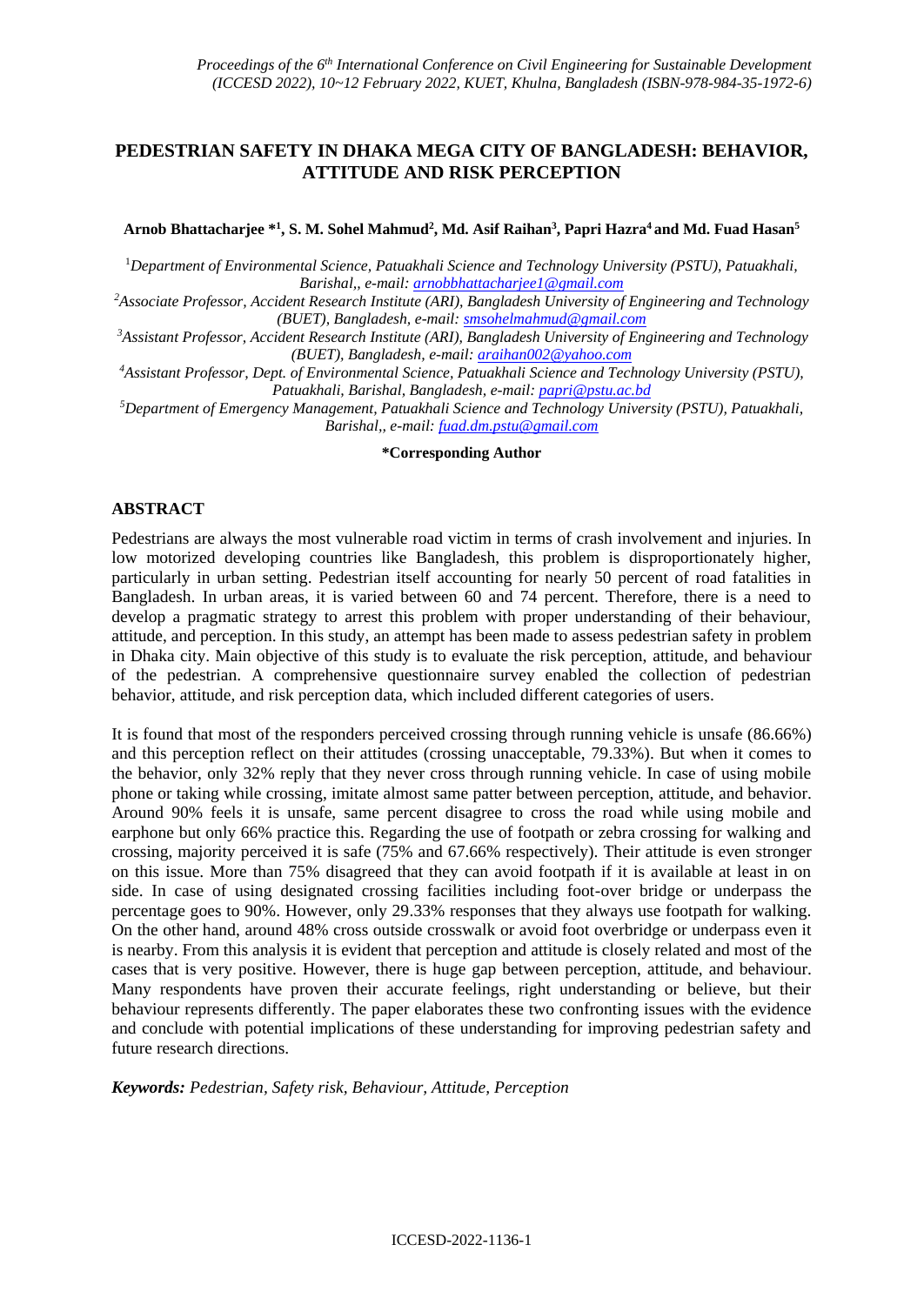*Proceedings of the 6th International Conference on Civil Engineering for Sustainable Development (ICCESD 2022), 10~12 February 2022, KUET, Khulna, Bangladesh (ISBN-978-984-35-1972-6)*

# PEDESTRIAN SAFETY IN DHAKA MEGA CITY OF BANGLADESH: BEHAVIOR, ATTITUDE AND RISK PERCEPTION

**Arnob Bhattacharjee \*[1], S. M. Sohel Mahmud[2], Md. Asif Raihan[3], Papri Hazra[4] and Md. Fuad Hasan[5]**

[1]*Department of Environmental Science, Patuakhali Science and Technology University (PSTU), Patuakhali, Barishal,, e-mail: arnobbhattacharjee1@gmail.com*

[2]*Associate Professor, Accident Research Institute (ARI), Bangladesh University of Engineering and Technology (BUET), Bangladesh, e-mail: smsohelmahmud@gmail.com*

[3]*Assistant Professor, Accident Research Institute (ARI), Bangladesh University of Engineering and Technology (BUET), Bangladesh, e-mail: araihan002@yahoo.com*

[4]*Assistant Professor, Dept. of Environmental Science, Patuakhali Science and Technology University (PSTU), Patuakhali, Barishal, Bangladesh, e-mail: papri@pstu.ac.bd*

[5]*Department of Emergency Management, Patuakhali Science and Technology University (PSTU), Patuakhali, Barishal,, e-mail: fuad.dm.pstu@gmail.com*

**\*Corresponding Author**

## ABSTRACT

Pedestrians are always the most vulnerable road victim in terms of crash involvement and injuries. In low motorized developing countries like Bangladesh, this problem is disproportionately higher, particularly in urban setting. Pedestrian itself accounting for nearly 50 percent of road fatalities in Bangladesh. In urban areas, it is varied between 60 and 74 percent. Therefore, there is a need to develop a pragmatic strategy to arrest this problem with proper understanding of their behaviour, attitude, and perception. In this study, an attempt has been made to assess pedestrian safety in problem in Dhaka city. Main objective of this study is to evaluate the risk perception, attitude, and behaviour of the pedestrian. A comprehensive questionnaire survey enabled the collection of pedestrian behavior, attitude, and risk perception data, which included different categories of users.

It is found that most of the responders perceived crossing through running vehicle is unsafe (86.66%) and this perception reflect on their attitudes (crossing unacceptable, 79.33%). But when it comes to the behavior, only 32% reply that they never cross through running vehicle. In case of using mobile phone or taking while crossing, imitate almost same patter between perception, attitude, and behavior. Around 90% feels it is unsafe, same percent disagree to cross the road while using mobile and earphone but only 66% practice this. Regarding the use of footpath or zebra crossing for walking and crossing, majority perceived it is safe (75% and 67.66% respectively). Their attitude is even stronger on this issue. More than 75% disagreed that they can avoid footpath if it is available at least in on side. In case of using designated crossing facilities including foot-over bridge or underpass the percentage goes to 90%. However, only 29.33% responses that they always use footpath for walking. On the other hand, around 48% cross outside crosswalk or avoid foot overbridge or underpass even it is nearby. From this analysis it is evident that perception and attitude is closely related and most of the cases that is very positive. However, there is huge gap between perception, attitude, and behaviour. Many respondents have proven their accurate feelings, right understanding or believe, but their behaviour represents differently. The paper elaborates these two confronting issues with the evidence and conclude with potential implications of these understanding for improving pedestrian safety and future research directions.

***Keywords:*** *Pedestrian, Safety risk, Behaviour, Attitude, Perception*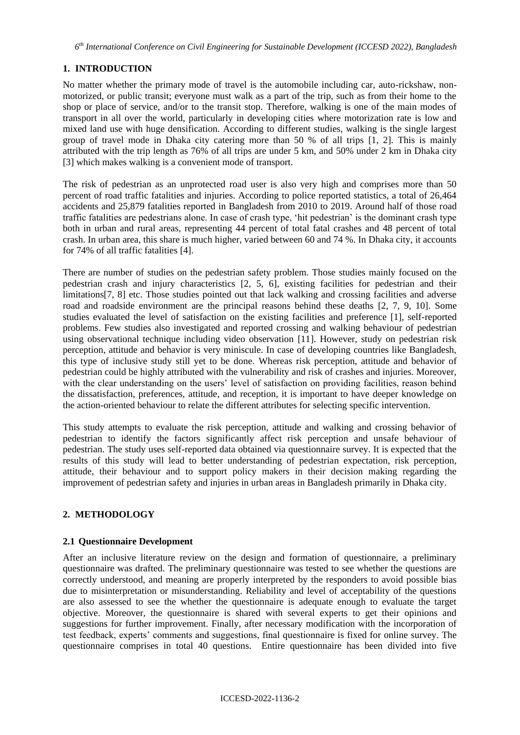## 1. INTRODUCTION

No matter whether the primary mode of travel is the automobile including car, auto-rickshaw, non-motorized, or public transit; everyone must walk as a part of the trip, such as from their home to the shop or place of service, and/or to the transit stop. Therefore, walking is one of the main modes of transport in all over the world, particularly in developing cities where motorization rate is low and mixed land use with huge densification. According to different studies, walking is the single largest group of travel mode in Dhaka city catering more than 50 % of all trips [1, 2]. This is mainly attributed with the trip length as 76% of all trips are under 5 km, and 50% under 2 km in Dhaka city [3] which makes walking is a convenient mode of transport.

The risk of pedestrian as an unprotected road user is also very high and comprises more than 50 percent of road traffic fatalities and injuries. According to police reported statistics, a total of 26,464 accidents and 25,879 fatalities reported in Bangladesh from 2010 to 2019. Around half of those road traffic fatalities are pedestrians alone. In case of crash type, 'hit pedestrian' is the dominant crash type both in urban and rural areas, representing 44 percent of total fatal crashes and 48 percent of total crash. In urban area, this share is much higher, varied between 60 and 74 %. In Dhaka city, it accounts for 74% of all traffic fatalities [4].

There are number of studies on the pedestrian safety problem. Those studies mainly focused on the pedestrian crash and injury characteristics [2, 5, 6], existing facilities for pedestrian and their limitations[7, 8] etc. Those studies pointed out that lack walking and crossing facilities and adverse road and roadside environment are the principal reasons behind these deaths [2, 7, 9, 10]. Some studies evaluated the level of satisfaction on the existing facilities and preference [1], self-reported problems. Few studies also investigated and reported crossing and walking behaviour of pedestrian using observational technique including video observation [11]. However, study on pedestrian risk perception, attitude and behavior is very miniscule. In case of developing countries like Bangladesh, this type of inclusive study still yet to be done. Whereas risk perception, attitude and behavior of pedestrian could be highly attributed with the vulnerability and risk of crashes and injuries. Moreover, with the clear understanding on the users' level of satisfaction on providing facilities, reason behind the dissatisfaction, preferences, attitude, and reception, it is important to have deeper knowledge on the action-oriented behaviour to relate the different attributes for selecting specific intervention.

This study attempts to evaluate the risk perception, attitude and walking and crossing behavior of pedestrian to identify the factors significantly affect risk perception and unsafe behaviour of pedestrian. The study uses self-reported data obtained via questionnaire survey. It is expected that the results of this study will lead to better understanding of pedestrian expectation, risk perception, attitude, their behaviour and to support policy makers in their decision making regarding the improvement of pedestrian safety and injuries in urban areas in Bangladesh primarily in Dhaka city.

## 2. METHODOLOGY

### 2.1 Questionnaire Development

After an inclusive literature review on the design and formation of questionnaire, a preliminary questionnaire was drafted. The preliminary questionnaire was tested to see whether the questions are correctly understood, and meaning are properly interpreted by the responders to avoid possible bias due to misinterpretation or misunderstanding. Reliability and level of acceptability of the questions are also assessed to see the whether the questionnaire is adequate enough to evaluate the target objective. Moreover, the questionnaire is shared with several experts to get their opinions and suggestions for further improvement. Finally, after necessary modification with the incorporation of test feedback, experts' comments and suggestions, final questionnaire is fixed for online survey. The questionnaire comprises in total 40 questions. Entire questionnaire has been divided into five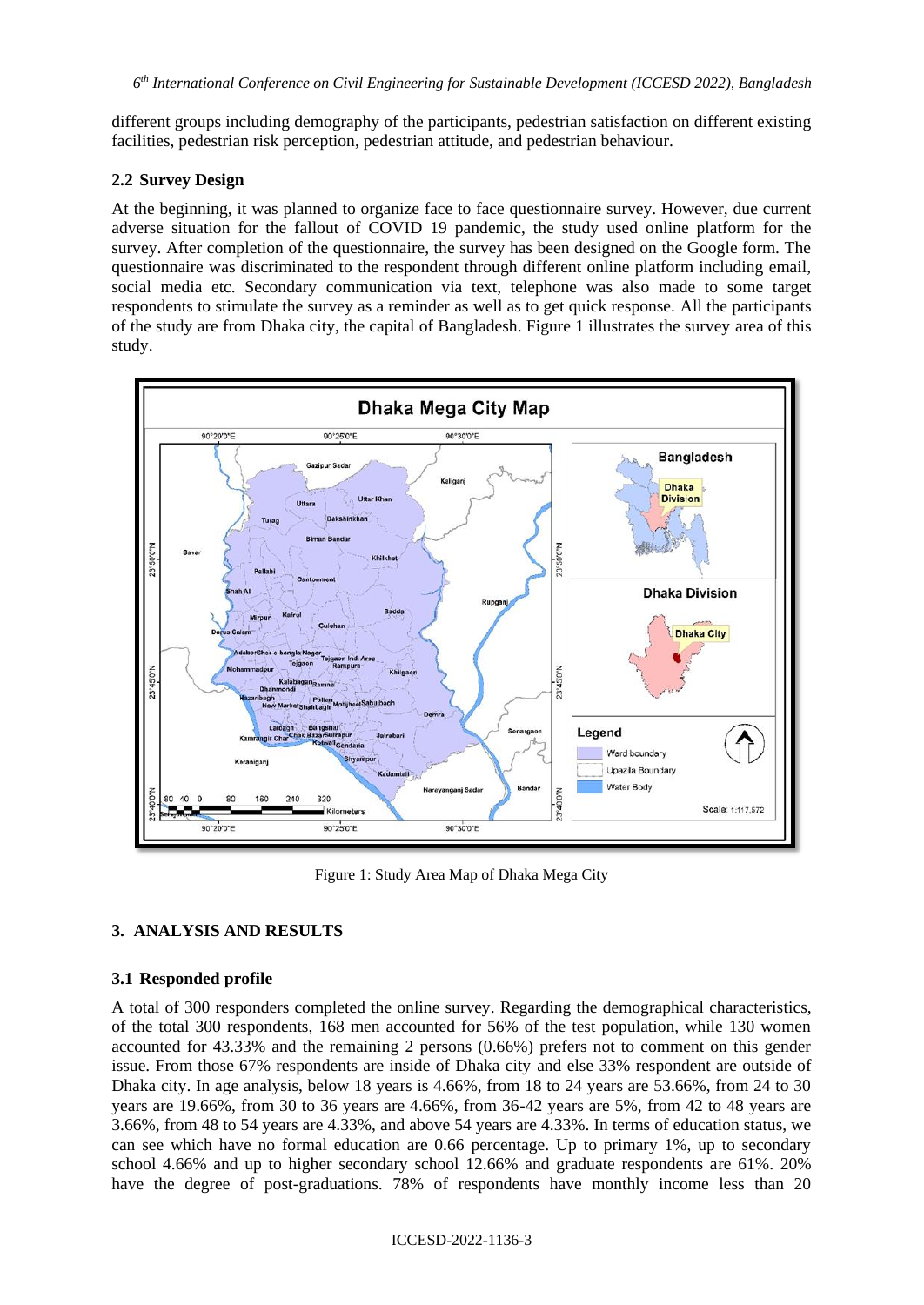different groups including demography of the participants, pedestrian satisfaction on different existing facilities, pedestrian risk perception, pedestrian attitude, and pedestrian behaviour.

### 2.2 Survey Design

At the beginning, it was planned to organize face to face questionnaire survey. However, due current adverse situation for the fallout of COVID 19 pandemic, the study used online platform for the survey. After completion of the questionnaire, the survey has been designed on the Google form. The questionnaire was discriminated to the respondent through different online platform including email, social media etc. Secondary communication via text, telephone was also made to some target respondents to stimulate the survey as a reminder as well as to get quick response. All the participants of the study are from Dhaka city, the capital of Bangladesh. Figure 1 illustrates the survey area of this study.

Figure 1: Study Area Map of Dhaka Mega City

## 3. ANALYSIS AND RESULTS

### 3.1 Responded profile

A total of 300 responders completed the online survey. Regarding the demographical characteristics, of the total 300 respondents, 168 men accounted for 56% of the test population, while 130 women accounted for 43.33% and the remaining 2 persons (0.66%) prefers not to comment on this gender issue. From those 67% respondents are inside of Dhaka city and else 33% respondent are outside of Dhaka city. In age analysis, below 18 years is 4.66%, from 18 to 24 years are 53.66%, from 24 to 30 years are 19.66%, from 30 to 36 years are 4.66%, from 36-42 years are 5%, from 42 to 48 years are 3.66%, from 48 to 54 years are 4.33%, and above 54 years are 4.33%. In terms of education status, we can see which have no formal education are 0.66 percentage. Up to primary 1%, up to secondary school 4.66% and up to higher secondary school 12.66% and graduate respondents are 61%. 20% have the degree of post-graduations. 78% of respondents have monthly income less than 20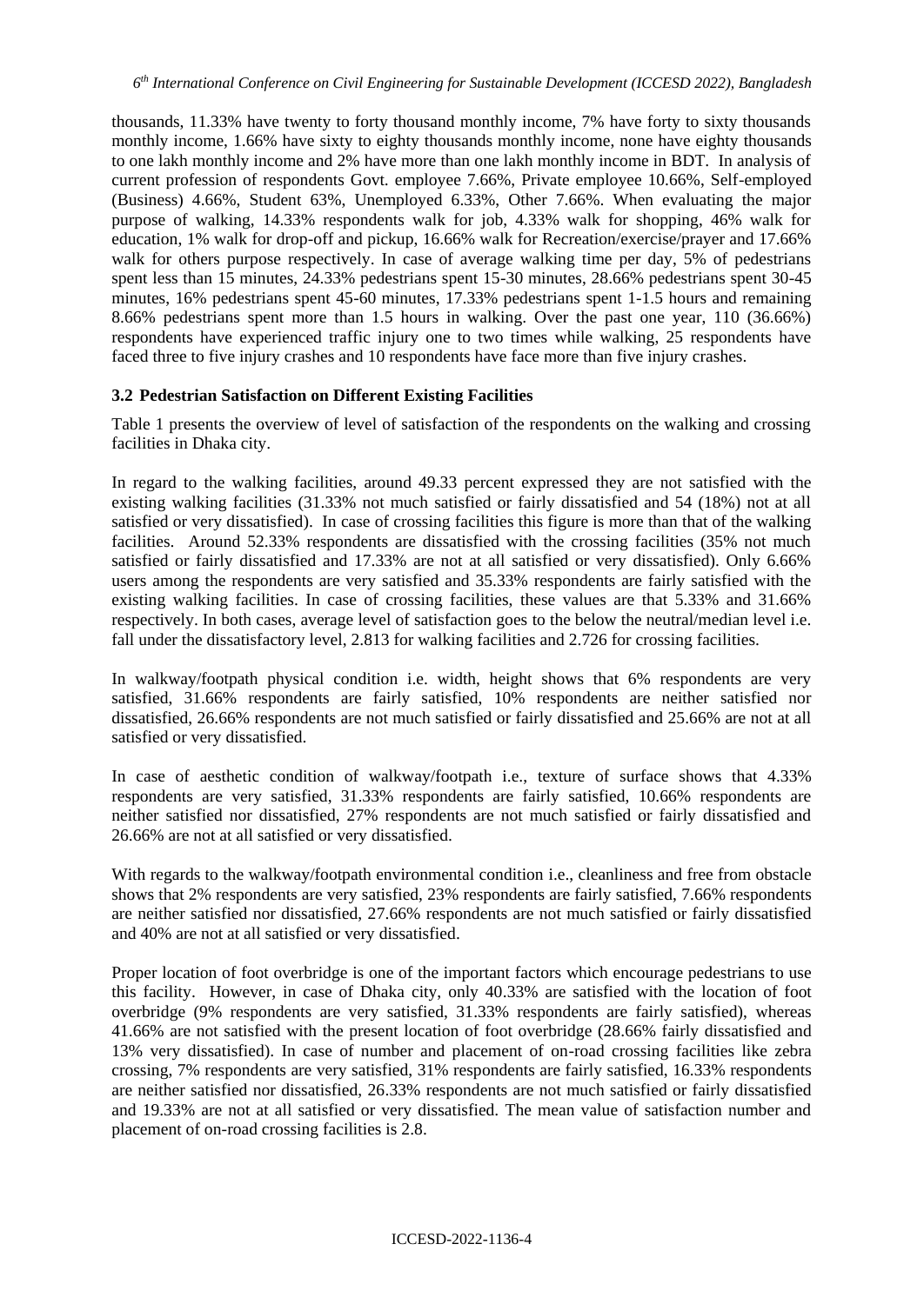thousands, 11.33% have twenty to forty thousand monthly income, 7% have forty to sixty thousands monthly income, 1.66% have sixty to eighty thousands monthly income, none have eighty thousands to one lakh monthly income and 2% have more than one lakh monthly income in BDT. In analysis of current profession of respondents Govt. employee 7.66%, Private employee 10.66%, Self-employed (Business) 4.66%, Student 63%, Unemployed 6.33%, Other 7.66%. When evaluating the major purpose of walking, 14.33% respondents walk for job, 4.33% walk for shopping, 46% walk for education, 1% walk for drop-off and pickup, 16.66% walk for Recreation/exercise/prayer and 17.66% walk for others purpose respectively. In case of average walking time per day, 5% of pedestrians spent less than 15 minutes, 24.33% pedestrians spent 15-30 minutes, 28.66% pedestrians spent 30-45 minutes, 16% pedestrians spent 45-60 minutes, 17.33% pedestrians spent 1-1.5 hours and remaining 8.66% pedestrians spent more than 1.5 hours in walking. Over the past one year, 110 (36.66%) respondents have experienced traffic injury one to two times while walking, 25 respondents have faced three to five injury crashes and 10 respondents have face more than five injury crashes.

### 3.2 Pedestrian Satisfaction on Different Existing Facilities

Table 1 presents the overview of level of satisfaction of the respondents on the walking and crossing facilities in Dhaka city.

In regard to the walking facilities, around 49.33 percent expressed they are not satisfied with the existing walking facilities (31.33% not much satisfied or fairly dissatisfied and 54 (18%) not at all satisfied or very dissatisfied). In case of crossing facilities this figure is more than that of the walking facilities. Around 52.33% respondents are dissatisfied with the crossing facilities (35% not much satisfied or fairly dissatisfied and 17.33% are not at all satisfied or very dissatisfied). Only 6.66% users among the respondents are very satisfied and 35.33% respondents are fairly satisfied with the existing walking facilities. In case of crossing facilities, these values are that 5.33% and 31.66% respectively. In both cases, average level of satisfaction goes to the below the neutral/median level i.e. fall under the dissatisfactory level, 2.813 for walking facilities and 2.726 for crossing facilities.

In walkway/footpath physical condition i.e. width, height shows that 6% respondents are very satisfied, 31.66% respondents are fairly satisfied, 10% respondents are neither satisfied nor dissatisfied, 26.66% respondents are not much satisfied or fairly dissatisfied and 25.66% are not at all satisfied or very dissatisfied.

In case of aesthetic condition of walkway/footpath i.e., texture of surface shows that 4.33% respondents are very satisfied, 31.33% respondents are fairly satisfied, 10.66% respondents are neither satisfied nor dissatisfied, 27% respondents are not much satisfied or fairly dissatisfied and 26.66% are not at all satisfied or very dissatisfied.

With regards to the walkway/footpath environmental condition i.e., cleanliness and free from obstacle shows that 2% respondents are very satisfied, 23% respondents are fairly satisfied, 7.66% respondents are neither satisfied nor dissatisfied, 27.66% respondents are not much satisfied or fairly dissatisfied and 40% are not at all satisfied or very dissatisfied.

Proper location of foot overbridge is one of the important factors which encourage pedestrians to use this facility. However, in case of Dhaka city, only 40.33% are satisfied with the location of foot overbridge (9% respondents are very satisfied, 31.33% respondents are fairly satisfied), whereas 41.66% are not satisfied with the present location of foot overbridge (28.66% fairly dissatisfied and 13% very dissatisfied). In case of number and placement of on-road crossing facilities like zebra crossing, 7% respondents are very satisfied, 31% respondents are fairly satisfied, 16.33% respondents are neither satisfied nor dissatisfied, 26.33% respondents are not much satisfied or fairly dissatisfied and 19.33% are not at all satisfied or very dissatisfied. The mean value of satisfaction number and placement of on-road crossing facilities is 2.8.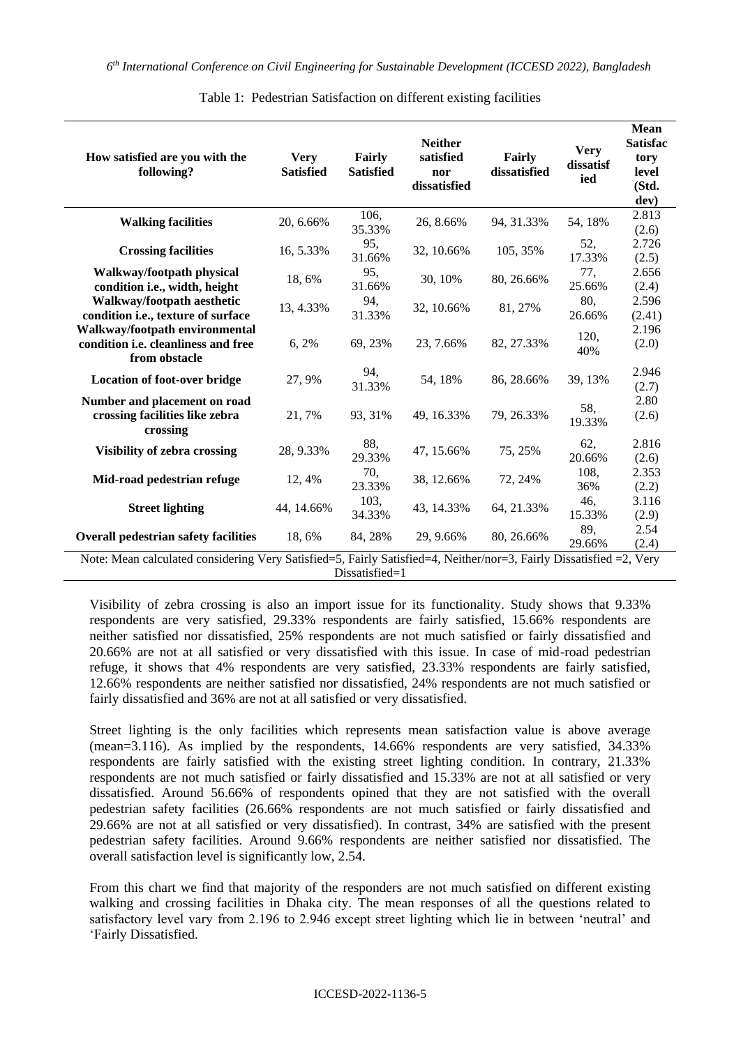Table 1: Pedestrian Satisfaction on different existing facilities

| How satisfied are you with the following? | Very Satisfied | Fairly Satisfied | Neither satisfied nor dissatisfied | Fairly dissatisfied | Very dissatisfied | Mean Satisfactory level (Std. dev) |
|---|---|---|---|---|---|---|
| **Walking facilities** | 20, 6.66% | 106, 35.33% | 26, 8.66% | 94, 31.33% | 54, 18% | 2.813 (2.6) |
| **Crossing facilities** | 16, 5.33% | 95, 31.66% | 32, 10.66% | 105, 35% | 52, 17.33% | 2.726 (2.5) |
| **Walkway/footpath physical condition i.e., width, height** | 18, 6% | 95, 31.66% | 30, 10% | 80, 26.66% | 77, 25.66% | 2.656 (2.4) |
| **Walkway/footpath aesthetic condition i.e., texture of surface** | 13, 4.33% | 94, 31.33% | 32, 10.66% | 81, 27% | 80, 26.66% | 2.596 (2.41) |
| **Walkway/footpath environmental condition i.e. cleanliness and free from obstacle** | 6, 2% | 69, 23% | 23, 7.66% | 82, 27.33% | 120, 40% | 2.196 (2.0) |
| **Location of foot-over bridge** | 27, 9% | 94, 31.33% | 54, 18% | 86, 28.66% | 39, 13% | 2.946 (2.7) |
| **Number and placement on road crossing facilities like zebra crossing** | 21, 7% | 93, 31% | 49, 16.33% | 79, 26.33% | 58, 19.33% | 2.80 (2.6) |
| **Visibility of zebra crossing** | 28, 9.33% | 88, 29.33% | 47, 15.66% | 75, 25% | 62, 20.66% | 2.816 (2.6) |
| **Mid-road pedestrian refuge** | 12, 4% | 70, 23.33% | 38, 12.66% | 72, 24% | 108, 36% | 2.353 (2.2) |
| **Street lighting** | 44, 14.66% | 103, 34.33% | 43, 14.33% | 64, 21.33% | 46, 15.33% | 3.116 (2.9) |
| **Overall pedestrian safety facilities** | 18, 6% | 84, 28% | 29, 9.66% | 80, 26.66% | 89, 29.66% | 2.54 (2.4) |

Note: Mean calculated considering Very Satisfied=5, Fairly Satisfied=4, Neither/nor=3, Fairly Dissatisfied =2, Very Dissatisfied=1

Visibility of zebra crossing is also an import issue for its functionality. Study shows that 9.33% respondents are very satisfied, 29.33% respondents are fairly satisfied, 15.66% respondents are neither satisfied nor dissatisfied, 25% respondents are not much satisfied or fairly dissatisfied and 20.66% are not at all satisfied or very dissatisfied with this issue. In case of mid-road pedestrian refuge, it shows that 4% respondents are very satisfied, 23.33% respondents are fairly satisfied, 12.66% respondents are neither satisfied nor dissatisfied, 24% respondents are not much satisfied or fairly dissatisfied and 36% are not at all satisfied or very dissatisfied.

Street lighting is the only facilities which represents mean satisfaction value is above average (mean=3.116). As implied by the respondents, 14.66% respondents are very satisfied, 34.33% respondents are fairly satisfied with the existing street lighting condition. In contrary, 21.33% respondents are not much satisfied or fairly dissatisfied and 15.33% are not at all satisfied or very dissatisfied. Around 56.66% of respondents opined that they are not satisfied with the overall pedestrian safety facilities (26.66% respondents are not much satisfied or fairly dissatisfied and 29.66% are not at all satisfied or very dissatisfied). In contrast, 34% are satisfied with the present pedestrian safety facilities. Around 9.66% respondents are neither satisfied nor dissatisfied. The overall satisfaction level is significantly low, 2.54.

From this chart we find that majority of the responders are not much satisfied on different existing walking and crossing facilities in Dhaka city. The mean responses of all the questions related to satisfactory level vary from 2.196 to 2.946 except street lighting which lie in between 'neutral' and 'Fairly Dissatisfied.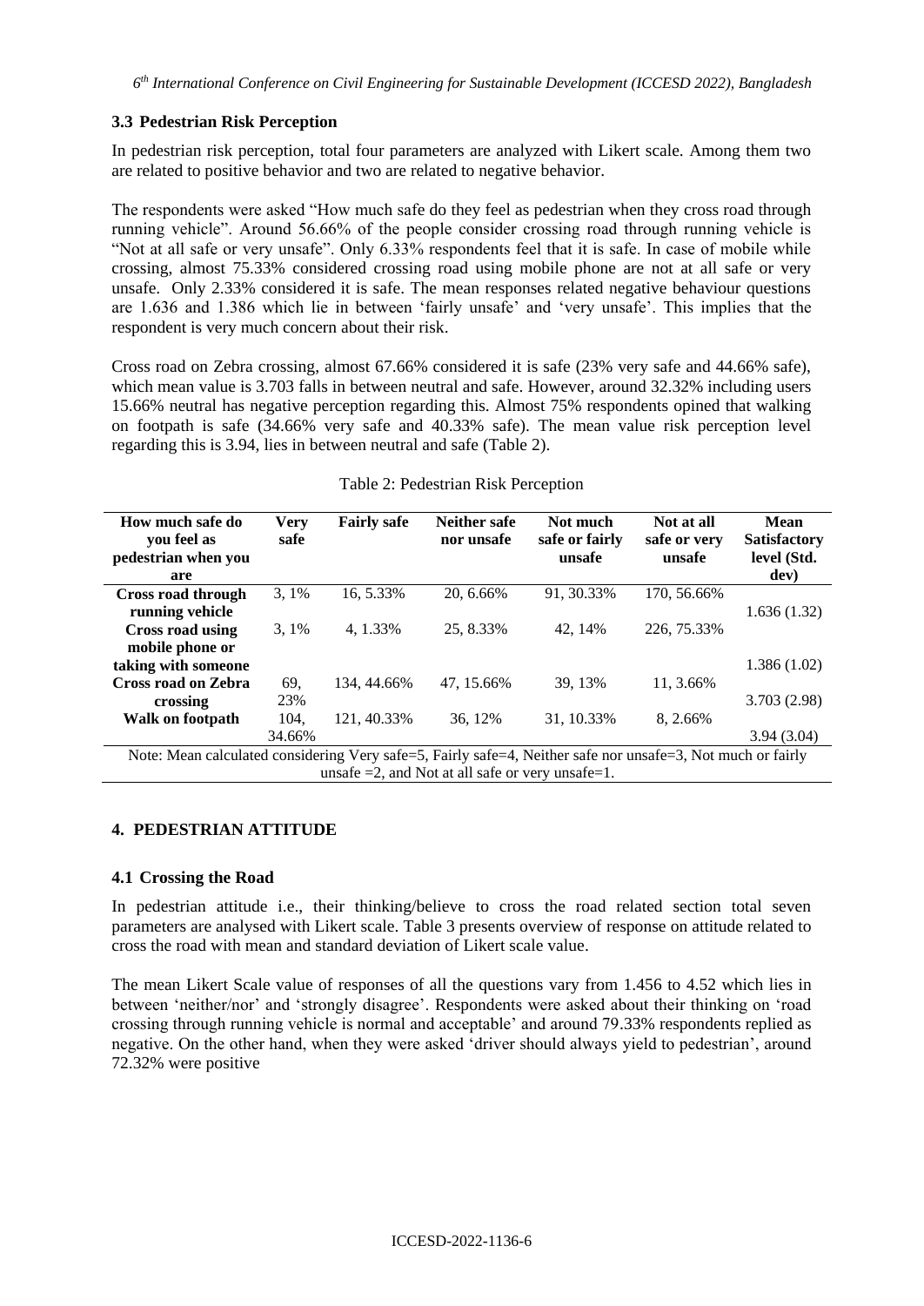### 3.3 Pedestrian Risk Perception

In pedestrian risk perception, total four parameters are analyzed with Likert scale. Among them two are related to positive behavior and two are related to negative behavior.

The respondents were asked "How much safe do they feel as pedestrian when they cross road through running vehicle". Around 56.66% of the people consider crossing road through running vehicle is "Not at all safe or very unsafe". Only 6.33% respondents feel that it is safe. In case of mobile while crossing, almost 75.33% considered crossing road using mobile phone are not at all safe or very unsafe. Only 2.33% considered it is safe. The mean responses related negative behaviour questions are 1.636 and 1.386 which lie in between 'fairly unsafe' and 'very unsafe'. This implies that the respondent is very much concern about their risk.

Cross road on Zebra crossing, almost 67.66% considered it is safe (23% very safe and 44.66% safe), which mean value is 3.703 falls in between neutral and safe. However, around 32.32% including users 15.66% neutral has negative perception regarding this. Almost 75% respondents opined that walking on footpath is safe (34.66% very safe and 40.33% safe). The mean value risk perception level regarding this is 3.94, lies in between neutral and safe (Table 2).

Table 2: Pedestrian Risk Perception

| How much safe do you feel as pedestrian when you are | Very safe | Fairly safe | Neither safe nor unsafe | Not much safe or fairly unsafe | Not at all safe or very unsafe | Mean Satisfactory level (Std. dev) |
|---|---|---|---|---|---|---|
| Cross road through running vehicle | 3, 1% | 16, 5.33% | 20, 6.66% | 91, 30.33% | 170, 56.66% | 1.636 (1.32) |
| Cross road using mobile phone or taking with someone | 3, 1% | 4, 1.33% | 25, 8.33% | 42, 14% | 226, 75.33% | 1.386 (1.02) |
| Cross road on Zebra crossing | 69, 23% | 134, 44.66% | 47, 15.66% | 39, 13% | 11, 3.66% | 3.703 (2.98) |
| Walk on footpath | 104, 34.66% | 121, 40.33% | 36, 12% | 31, 10.33% | 8, 2.66% | 3.94 (3.04) |

Note: Mean calculated considering Very safe=5, Fairly safe=4, Neither safe nor unsafe=3, Not much or fairly unsafe =2, and Not at all safe or very unsafe=1.

## 4. PEDESTRIAN ATTITUDE

### 4.1 Crossing the Road

In pedestrian attitude i.e., their thinking/believe to cross the road related section total seven parameters are analysed with Likert scale. Table 3 presents overview of response on attitude related to cross the road with mean and standard deviation of Likert scale value.

The mean Likert Scale value of responses of all the questions vary from 1.456 to 4.52 which lies in between 'neither/nor' and 'strongly disagree'. Respondents were asked about their thinking on 'road crossing through running vehicle is normal and acceptable' and around 79.33% respondents replied as negative. On the other hand, when they were asked 'driver should always yield to pedestrian', around 72.32% were positive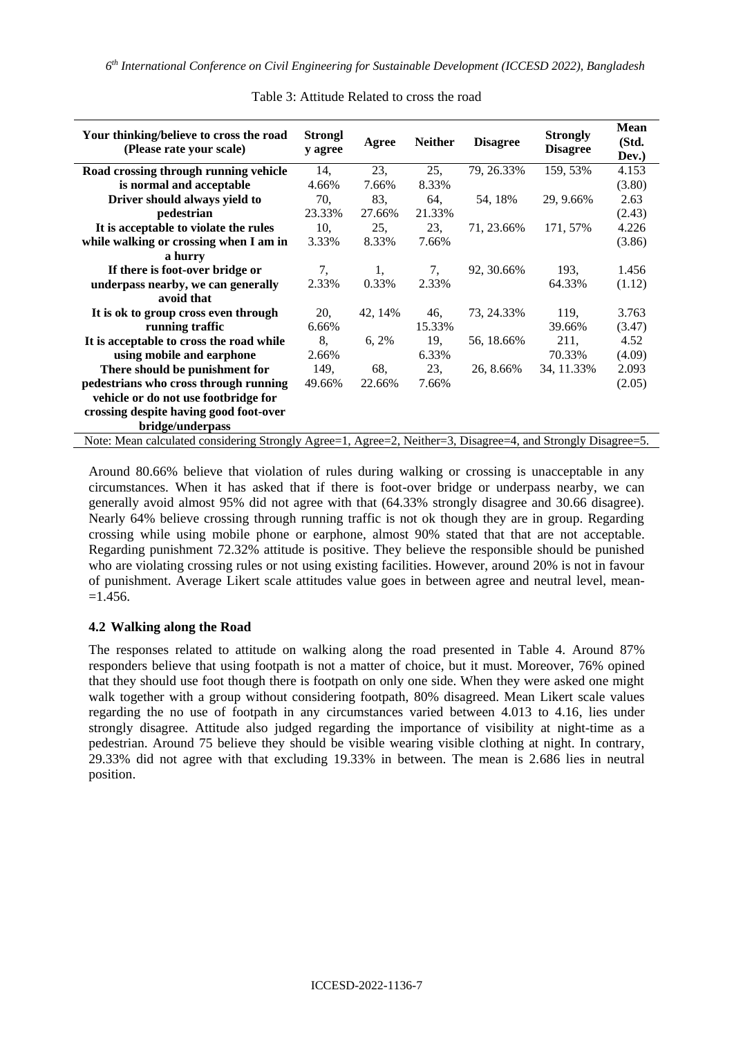Table 3: Attitude Related to cross the road

| Your thinking/believe to cross the road (Please rate your scale) | Strongly agree | Agree | Neither | Disagree | Strongly Disagree | Mean (Std. Dev.) |
|---|---|---|---|---|---|---|
| Road crossing through running vehicle is normal and acceptable | 14, 4.66% | 23, 7.66% | 25, 8.33% | 79, 26.33% | 159, 53% | 4.153 (3.80) |
| Driver should always yield to pedestrian | 70, 23.33% | 83, 27.66% | 64, 21.33% | 54, 18% | 29, 9.66% | 2.63 (2.43) |
| It is acceptable to violate the rules while walking or crossing when I am in a hurry | 10, 3.33% | 25, 8.33% | 23, 7.66% | 71, 23.66% | 171, 57% | 4.226 (3.86) |
| If there is foot-over bridge or underpass nearby, we can generally avoid that | 7, 2.33% | 1, 0.33% | 7, 2.33% | 92, 30.66% | 193, 64.33% | 1.456 (1.12) |
| It is ok to group cross even through running traffic | 20, 6.66% | 42, 14% | 46, 15.33% | 73, 24.33% | 119, 39.66% | 3.763 (3.47) |
| It is acceptable to cross the road while using mobile and earphone | 8, 2.66% | 6, 2% | 19, 6.33% | 56, 18.66% | 211, 70.33% | 4.52 (4.09) |
| There should be punishment for pedestrians who cross through running vehicle or do not use footbridge for crossing despite having good foot-over bridge/underpass | 149, 49.66% | 68, 22.66% | 23, 7.66% | 26, 8.66% | 34, 11.33% | 2.093 (2.05) |

Note: Mean calculated considering Strongly Agree=1, Agree=2, Neither=3, Disagree=4, and Strongly Disagree=5.

Around 80.66% believe that violation of rules during walking or crossing is unacceptable in any circumstances. When it has asked that if there is foot-over bridge or underpass nearby, we can generally avoid almost 95% did not agree with that (64.33% strongly disagree and 30.66 disagree). Nearly 64% believe crossing through running traffic is not ok though they are in group. Regarding crossing while using mobile phone or earphone, almost 90% stated that that are not acceptable. Regarding punishment 72.32% attitude is positive. They believe the responsible should be punished who are violating crossing rules or not using existing facilities. However, around 20% is not in favour of punishment. Average Likert scale attitudes value goes in between agree and neutral level, mean-=1.456.

## 4.2 Walking along the Road

The responses related to attitude on walking along the road presented in Table 4. Around 87% responders believe that using footpath is not a matter of choice, but it must. Moreover, 76% opined that they should use foot though there is footpath on only one side. When they were asked one might walk together with a group without considering footpath, 80% disagreed. Mean Likert scale values regarding the no use of footpath in any circumstances varied between 4.013 to 4.16, lies under strongly disagree. Attitude also judged regarding the importance of visibility at night-time as a pedestrian. Around 75 believe they should be visible wearing visible clothing at night. In contrary, 29.33% did not agree with that excluding 19.33% in between. The mean is 2.686 lies in neutral position.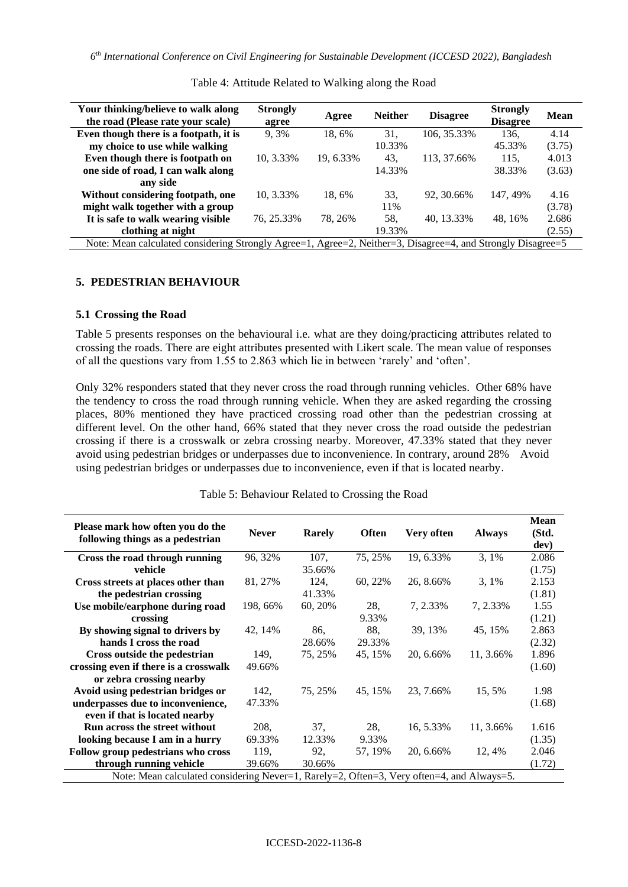Table 4: Attitude Related to Walking along the Road

| Your thinking/believe to walk along the road (Please rate your scale) | Strongly agree | Agree | Neither | Disagree | Strongly Disagree | Mean |
|---|---|---|---|---|---|---|
| Even though there is a footpath, it is my choice to use while walking | 9, 3% | 18, 6% | 31, 10.33% | 106, 35.33% | 136, 45.33% | 4.14 (3.75) |
| Even though there is footpath on one side of road, I can walk along any side | 10, 3.33% | 19, 6.33% | 43, 14.33% | 113, 37.66% | 115, 38.33% | 4.013 (3.63) |
| Without considering footpath, one might walk together with a group | 10, 3.33% | 18, 6% | 33, 11% | 92, 30.66% | 147, 49% | 4.16 (3.78) |
| It is safe to walk wearing visible clothing at night | 76, 25.33% | 78, 26% | 58, 19.33% | 40, 13.33% | 48, 16% | 2.686 (2.55) |

Note: Mean calculated considering Strongly Agree=1, Agree=2, Neither=3, Disagree=4, and Strongly Disagree=5

## 5. PEDESTRIAN BEHAVIOUR

### 5.1 Crossing the Road

Table 5 presents responses on the behavioural i.e. what are they doing/practicing attributes related to crossing the roads. There are eight attributes presented with Likert scale. The mean value of responses of all the questions vary from 1.55 to 2.863 which lie in between 'rarely' and 'often'.

Only 32% responders stated that they never cross the road through running vehicles. Other 68% have the tendency to cross the road through running vehicle. When they are asked regarding the crossing places, 80% mentioned they have practiced crossing road other than the pedestrian crossing at different level. On the other hand, 66% stated that they never cross the road outside the pedestrian crossing if there is a crosswalk or zebra crossing nearby. Moreover, 47.33% stated that they never avoid using pedestrian bridges or underpasses due to inconvenience. In contrary, around 28% Avoid using pedestrian bridges or underpasses due to inconvenience, even if that is located nearby.

Table 5: Behaviour Related to Crossing the Road

| Please mark how often you do the following things as a pedestrian | Never | Rarely | Often | Very often | Always | Mean (Std. dev) |
|---|---|---|---|---|---|---|
| Cross the road through running vehicle | 96, 32% | 107, 35.66% | 75, 25% | 19, 6.33% | 3, 1% | 2.086 (1.75) |
| Cross streets at places other than the pedestrian crossing | 81, 27% | 124, 41.33% | 60, 22% | 26, 8.66% | 3, 1% | 2.153 (1.81) |
| Use mobile/earphone during road crossing | 198, 66% | 60, 20% | 28, 9.33% | 7, 2.33% | 7, 2.33% | 1.55 (1.21) |
| By showing signal to drivers by hands I cross the road | 42, 14% | 86, 28.66% | 88, 29.33% | 39, 13% | 45, 15% | 2.863 (2.32) |
| Cross outside the pedestrian crossing even if there is a crosswalk or zebra crossing nearby | 149, 49.66% | 75, 25% | 45, 15% | 20, 6.66% | 11, 3.66% | 1.896 (1.60) |
| Avoid using pedestrian bridges or underpasses due to inconvenience, even if that is located nearby | 142, 47.33% | 75, 25% | 45, 15% | 23, 7.66% | 15, 5% | 1.98 (1.68) |
| Run across the street without looking because I am in a hurry | 208, 69.33% | 37, 12.33% | 28, 9.33% | 16, 5.33% | 11, 3.66% | 1.616 (1.35) |
| Follow group pedestrians who cross through running vehicle | 119, 39.66% | 92, 30.66% | 57, 19% | 20, 6.66% | 12, 4% | 2.046 (1.72) |

Note: Mean calculated considering Never=1, Rarely=2, Often=3, Very often=4, and Always=5.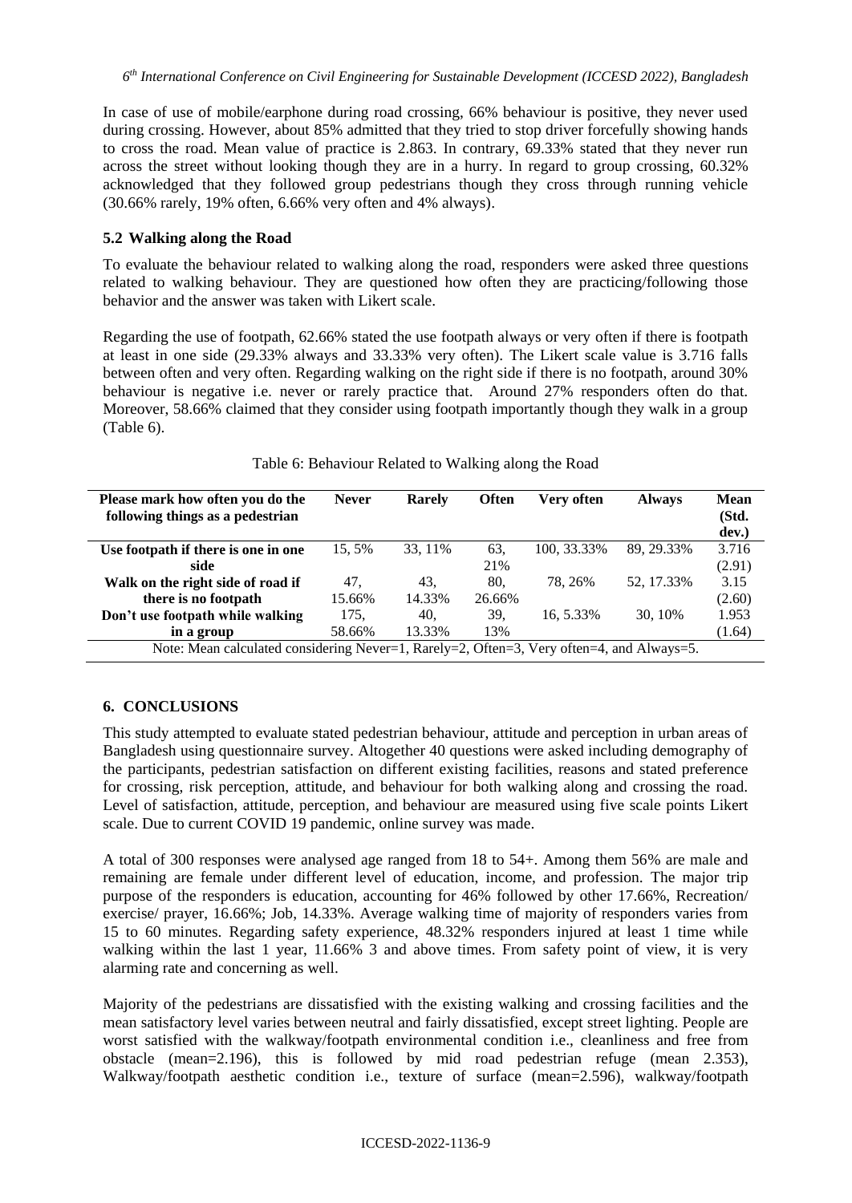In case of use of mobile/earphone during road crossing, 66% behaviour is positive, they never used during crossing. However, about 85% admitted that they tried to stop driver forcefully showing hands to cross the road. Mean value of practice is 2.863. In contrary, 69.33% stated that they never run across the street without looking though they are in a hurry. In regard to group crossing, 60.32% acknowledged that they followed group pedestrians though they cross through running vehicle (30.66% rarely, 19% often, 6.66% very often and 4% always).

### 5.2 Walking along the Road

To evaluate the behaviour related to walking along the road, responders were asked three questions related to walking behaviour. They are questioned how often they are practicing/following those behavior and the answer was taken with Likert scale.

Regarding the use of footpath, 62.66% stated the use footpath always or very often if there is footpath at least in one side (29.33% always and 33.33% very often). The Likert scale value is 3.716 falls between often and very often. Regarding walking on the right side if there is no footpath, around 30% behaviour is negative i.e. never or rarely practice that. Around 27% responders often do that. Moreover, 58.66% claimed that they consider using footpath importantly though they walk in a group (Table 6).

Table 6: Behaviour Related to Walking along the Road

| Please mark how often you do the following things as a pedestrian | Never | Rarely | Often | Very often | Always | Mean (Std. dev.) |
|---|---|---|---|---|---|---|
| **Use footpath if there is one in one side** | 15, 5% | 33, 11% | 63, 21% | 100, 33.33% | 89, 29.33% | 3.716 (2.91) |
| **Walk on the right side of road if there is no footpath** | 47, 15.66% | 43, 14.33% | 80, 26.66% | 78, 26% | 52, 17.33% | 3.15 (2.60) |
| **Don't use footpath while walking in a group** | 175, 58.66% | 40, 13.33% | 39, 13% | 16, 5.33% | 30, 10% | 1.953 (1.64) |

Note: Mean calculated considering Never=1, Rarely=2, Often=3, Very often=4, and Always=5.

## 6. CONCLUSIONS

This study attempted to evaluate stated pedestrian behaviour, attitude and perception in urban areas of Bangladesh using questionnaire survey. Altogether 40 questions were asked including demography of the participants, pedestrian satisfaction on different existing facilities, reasons and stated preference for crossing, risk perception, attitude, and behaviour for both walking along and crossing the road. Level of satisfaction, attitude, perception, and behaviour are measured using five scale points Likert scale. Due to current COVID 19 pandemic, online survey was made.

A total of 300 responses were analysed age ranged from 18 to 54+. Among them 56% are male and remaining are female under different level of education, income, and profession. The major trip purpose of the responders is education, accounting for 46% followed by other 17.66%, Recreation/ exercise/ prayer, 16.66%; Job, 14.33%. Average walking time of majority of responders varies from 15 to 60 minutes. Regarding safety experience, 48.32% responders injured at least 1 time while walking within the last 1 year, 11.66% 3 and above times. From safety point of view, it is very alarming rate and concerning as well.

Majority of the pedestrians are dissatisfied with the existing walking and crossing facilities and the mean satisfactory level varies between neutral and fairly dissatisfied, except street lighting. People are worst satisfied with the walkway/footpath environmental condition i.e., cleanliness and free from obstacle (mean=2.196), this is followed by mid road pedestrian refuge (mean 2.353), Walkway/footpath aesthetic condition i.e., texture of surface (mean=2.596), walkway/footpath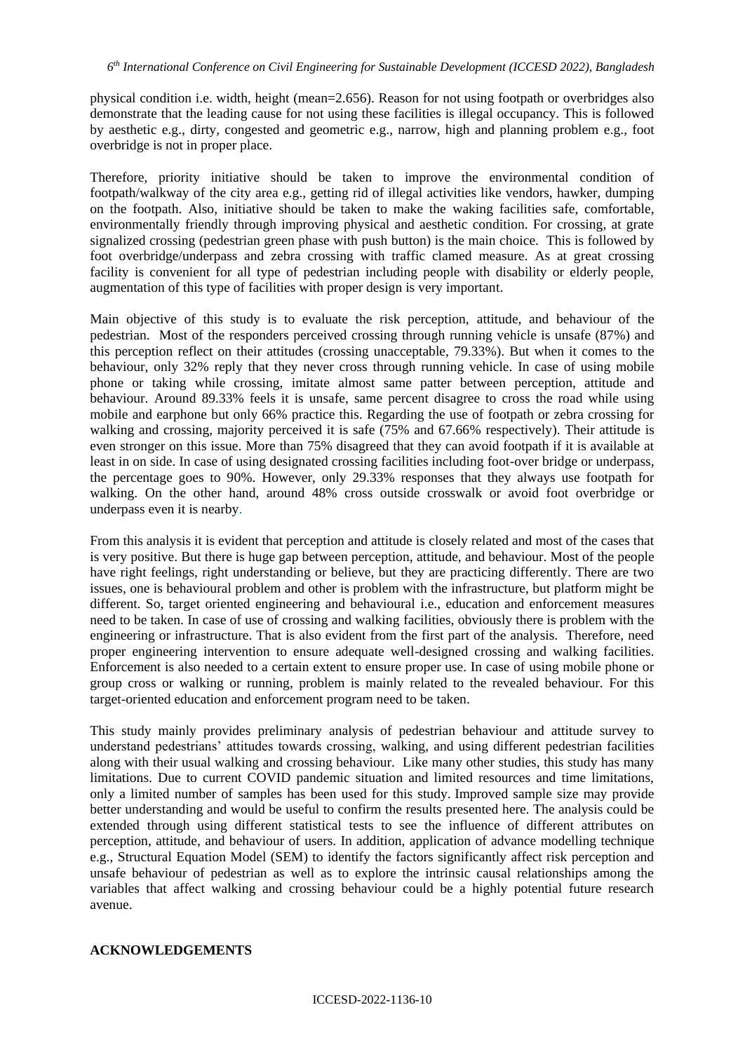physical condition i.e. width, height (mean=2.656). Reason for not using footpath or overbridges also demonstrate that the leading cause for not using these facilities is illegal occupancy. This is followed by aesthetic e.g., dirty, congested and geometric e.g., narrow, high and planning problem e.g., foot overbridge is not in proper place.

Therefore, priority initiative should be taken to improve the environmental condition of footpath/walkway of the city area e.g., getting rid of illegal activities like vendors, hawker, dumping on the footpath. Also, initiative should be taken to make the waking facilities safe, comfortable, environmentally friendly through improving physical and aesthetic condition. For crossing, at grate signalized crossing (pedestrian green phase with push button) is the main choice. This is followed by foot overbridge/underpass and zebra crossing with traffic clamed measure. As at great crossing facility is convenient for all type of pedestrian including people with disability or elderly people, augmentation of this type of facilities with proper design is very important.

Main objective of this study is to evaluate the risk perception, attitude, and behaviour of the pedestrian. Most of the responders perceived crossing through running vehicle is unsafe (87%) and this perception reflect on their attitudes (crossing unacceptable, 79.33%). But when it comes to the behaviour, only 32% reply that they never cross through running vehicle. In case of using mobile phone or taking while crossing, imitate almost same patter between perception, attitude and behaviour. Around 89.33% feels it is unsafe, same percent disagree to cross the road while using mobile and earphone but only 66% practice this. Regarding the use of footpath or zebra crossing for walking and crossing, majority perceived it is safe (75% and 67.66% respectively). Their attitude is even stronger on this issue. More than 75% disagreed that they can avoid footpath if it is available at least in on side. In case of using designated crossing facilities including foot-over bridge or underpass, the percentage goes to 90%. However, only 29.33% responses that they always use footpath for walking. On the other hand, around 48% cross outside crosswalk or avoid foot overbridge or underpass even it is nearby.

From this analysis it is evident that perception and attitude is closely related and most of the cases that is very positive. But there is huge gap between perception, attitude, and behaviour. Most of the people have right feelings, right understanding or believe, but they are practicing differently. There are two issues, one is behavioural problem and other is problem with the infrastructure, but platform might be different. So, target oriented engineering and behavioural i.e., education and enforcement measures need to be taken. In case of use of crossing and walking facilities, obviously there is problem with the engineering or infrastructure. That is also evident from the first part of the analysis. Therefore, need proper engineering intervention to ensure adequate well-designed crossing and walking facilities. Enforcement is also needed to a certain extent to ensure proper use. In case of using mobile phone or group cross or walking or running, problem is mainly related to the revealed behaviour. For this target-oriented education and enforcement program need to be taken.

This study mainly provides preliminary analysis of pedestrian behaviour and attitude survey to understand pedestrians' attitudes towards crossing, walking, and using different pedestrian facilities along with their usual walking and crossing behaviour. Like many other studies, this study has many limitations. Due to current COVID pandemic situation and limited resources and time limitations, only a limited number of samples has been used for this study. Improved sample size may provide better understanding and would be useful to confirm the results presented here. The analysis could be extended through using different statistical tests to see the influence of different attributes on perception, attitude, and behaviour of users. In addition, application of advance modelling technique e.g., Structural Equation Model (SEM) to identify the factors significantly affect risk perception and unsafe behaviour of pedestrian as well as to explore the intrinsic causal relationships among the variables that affect walking and crossing behaviour could be a highly potential future research avenue.

## ACKNOWLEDGEMENTS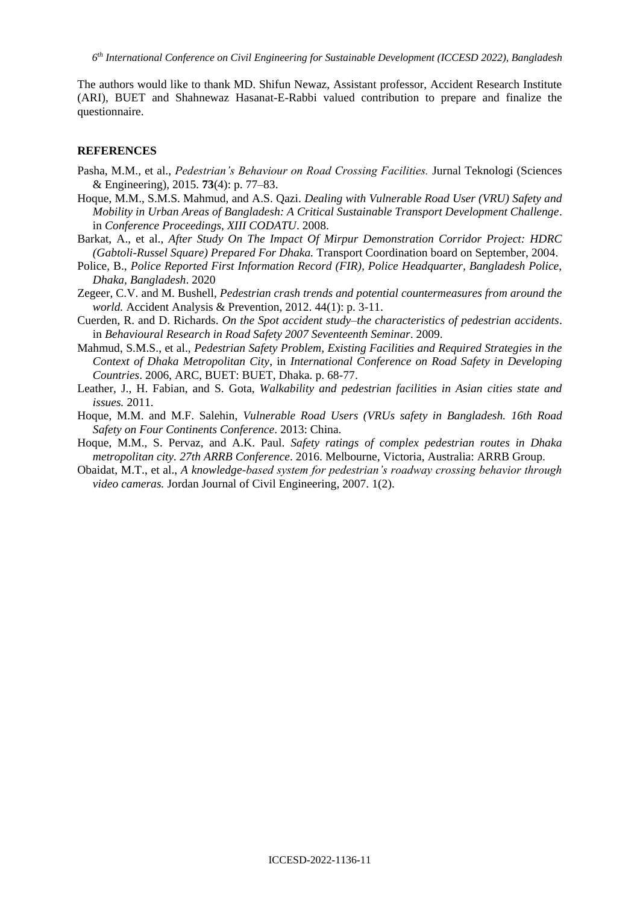The authors would like to thank MD. Shifun Newaz, Assistant professor, Accident Research Institute (ARI), BUET and Shahnewaz Hasanat-E-Rabbi valued contribution to prepare and finalize the questionnaire.

## REFERENCES

Pasha, M.M., et al., *Pedestrian's Behaviour on Road Crossing Facilities.* Jurnal Teknologi (Sciences & Engineering), 2015. **73**(4): p. 77–83.

Hoque, M.M., S.M.S. Mahmud, and A.S. Qazi. *Dealing with Vulnerable Road User (VRU) Safety and Mobility in Urban Areas of Bangladesh: A Critical Sustainable Transport Development Challenge*. in *Conference Proceedings, XIII CODATU*. 2008.

Barkat, A., et al., *After Study On The Impact Of Mirpur Demonstration Corridor Project: HDRC (Gabtoli-Russel Square) Prepared For Dhaka.* Transport Coordination board on September, 2004.

Police, B., *Police Reported First Information Record (FIR), Police Headquarter, Bangladesh Police, Dhaka, Bangladesh*. 2020

Zegeer, C.V. and M. Bushell, *Pedestrian crash trends and potential countermeasures from around the world.* Accident Analysis & Prevention, 2012. 44(1): p. 3-11.

Cuerden, R. and D. Richards. *On the Spot accident study–the characteristics of pedestrian accidents*. in *Behavioural Research in Road Safety 2007 Seventeenth Seminar*. 2009.

Mahmud, S.M.S., et al., *Pedestrian Safety Problem, Existing Facilities and Required Strategies in the Context of Dhaka Metropolitan City*, in *International Conference on Road Safety in Developing Countries*. 2006, ARC, BUET: BUET, Dhaka. p. 68-77.

Leather, J., H. Fabian, and S. Gota, *Walkability and pedestrian facilities in Asian cities state and issues.* 2011.

Hoque, M.M. and M.F. Salehin, *Vulnerable Road Users (VRUs safety in Bangladesh. 16th Road Safety on Four Continents Conference*. 2013: China.

Hoque, M.M., S. Pervaz, and A.K. Paul. *Safety ratings of complex pedestrian routes in Dhaka metropolitan city. 27th ARRB Conference*. 2016. Melbourne, Victoria, Australia: ARRB Group.

Obaidat, M.T., et al., *A knowledge-based system for pedestrian's roadway crossing behavior through video cameras.* Jordan Journal of Civil Engineering, 2007. 1(2).